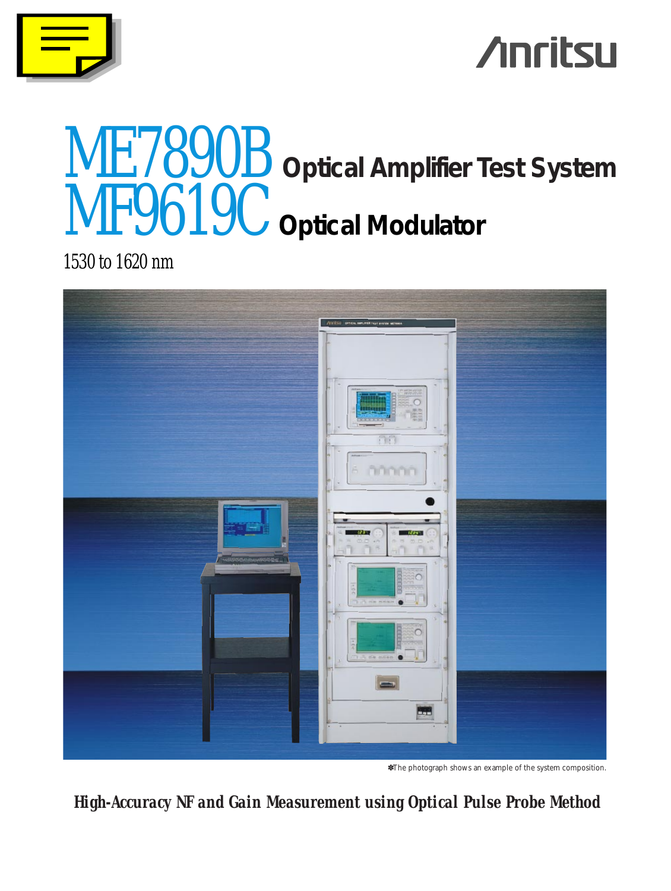# ME7890B Optical Amplifier Test System
# MF9619C Optical Modulator

1530 to 1620 nm

✽The photograph shows an example of the system composition.

***High-Accuracy NF and Gain Measurement using Optical Pulse Probe Method***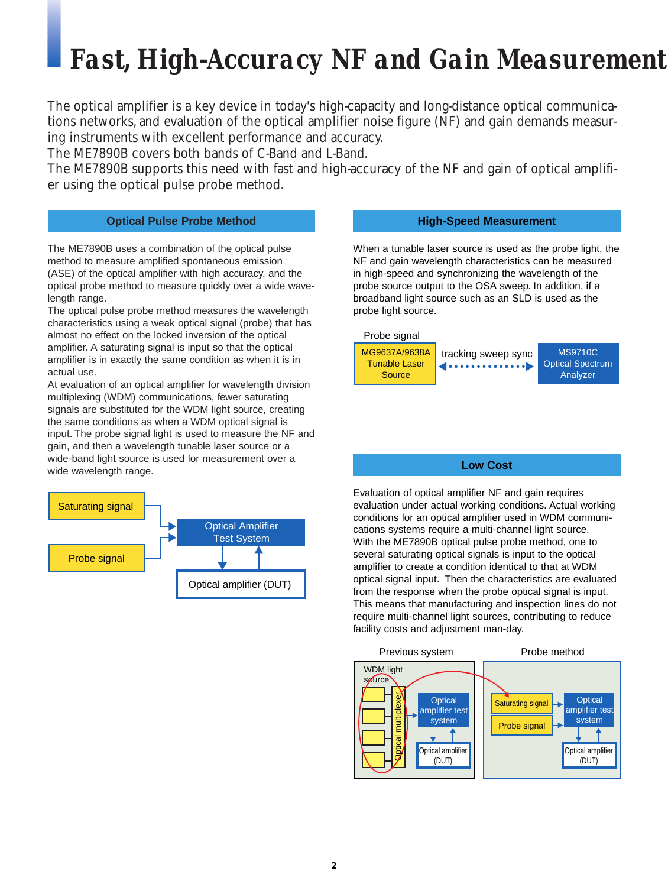# Fast, High-Accuracy NF and Gain Measurement

The optical amplifier is a key device in today's high-capacity and long-distance optical communications networks, and evaluation of the optical amplifier noise figure (NF) and gain demands measuring instruments with excellent performance and accuracy.
The ME7890B covers both bands of C-Band and L-Band.
The ME7890B supports this need with fast and high-accuracy of the NF and gain of optical amplifier using the optical pulse probe method.

## Optical Pulse Probe Method

The ME7890B uses a combination of the optical pulse method to measure amplified spontaneous emission (ASE) of the optical amplifier with high accuracy, and the optical probe method to measure quickly over a wide wavelength range.
The optical pulse probe method measures the wavelength characteristics using a weak optical signal (probe) that has almost no effect on the locked inversion of the optical amplifier. A saturating signal is input so that the optical amplifier is in exactly the same condition as when it is in actual use.
At evaluation of an optical amplifier for wavelength division multiplexing (WDM) communications, fewer saturating signals are substituted for the WDM light source, creating the same conditions as when a WDM optical signal is input. The probe signal light is used to measure the NF and gain, and then a wavelength tunable laser source or a wide-band light source is used for measurement over a wide wavelength range.

Saturating signal → Optical Amplifier Test System
Probe signal → Optical Amplifier Test System
Optical Amplifier Test System ↔ Optical amplifier (DUT)

## High-Speed Measurement

When a tunable laser source is used as the probe light, the NF and gain wavelength characteristics can be measured in high-speed and synchronizing the wavelength of the probe source output to the OSA sweep. In addition, if a broadband light source such as an SLD is used as the probe light source.

Probe signal: MG9637A/9638A Tunable Laser Source ↔ (tracking sweep sync) ↔ MS9710C Optical Spectrum Analyzer

## Low Cost

Evaluation of optical amplifier NF and gain requires evaluation under actual working conditions. Actual working conditions for an optical amplifier used in WDM communications systems require a multi-channel light source.
With the ME7890B optical pulse probe method, one to several saturating optical signals is input to the optical amplifier to create a condition identical to that at WDM optical signal input. Then the characteristics are evaluated from the response when the probe optical signal is input.
This means that manufacturing and inspection lines do not require multi-channel light sources, contributing to reduce facility costs and adjustment man-day.

Previous system: WDM light source → Optical multiplexer → Optical amplifier test system ↔ Optical amplifier (DUT)

Probe method: Saturating signal, Probe signal → Optical amplifier test system ↔ Optical amplifier (DUT)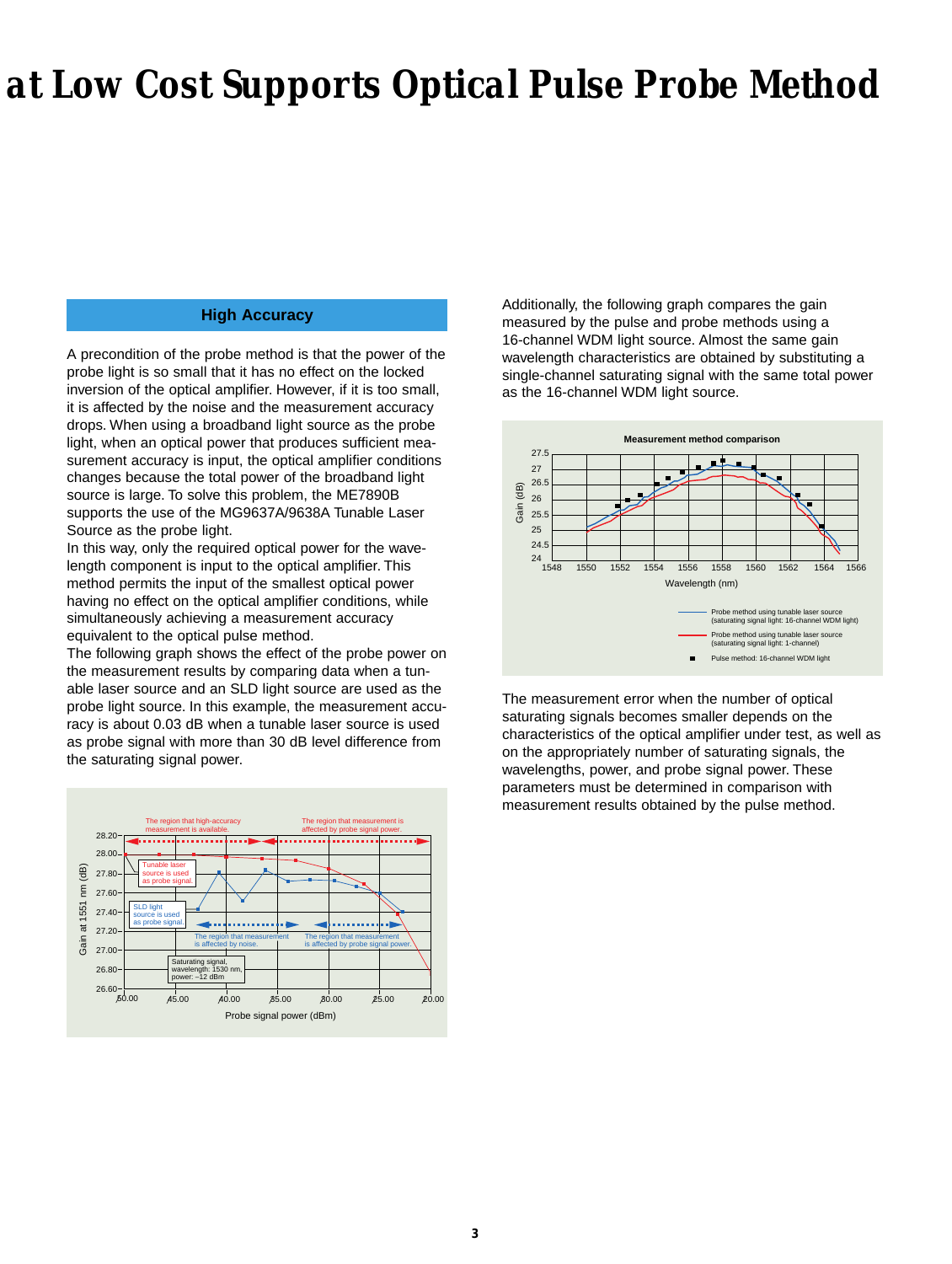# at Low Cost Supports Optical Pulse Probe Method

## High Accuracy

A precondition of the probe method is that the power of the probe light is so small that it has no effect on the locked inversion of the optical amplifier. However, if it is too small, it is affected by the noise and the measurement accuracy drops. When using a broadband light source as the probe light, when an optical power that produces sufficient measurement accuracy is input, the optical amplifier conditions changes because the total power of the broadband light source is large. To solve this problem, the ME7890B supports the use of the MG9637A/9638A Tunable Laser Source as the probe light.

In this way, only the required optical power for the wavelength component is input to the optical amplifier. This method permits the input of the smallest optical power having no effect on the optical amplifier conditions, while simultaneously achieving a measurement accuracy equivalent to the optical pulse method.

The following graph shows the effect of the probe power on the measurement results by comparing data when a tunable laser source and an SLD light source are used as the probe light source. In this example, the measurement accuracy is about 0.03 dB when a tunable laser source is used as probe signal with more than 30 dB level difference from the saturating signal power.

Additionally, the following graph compares the gain measured by the pulse and probe methods using a 16-channel WDM light source. Almost the same gain wavelength characteristics are obtained by substituting a single-channel saturating signal with the same total power as the 16-channel WDM light source.

The measurement error when the number of optical saturating signals becomes smaller depends on the characteristics of the optical amplifier under test, as well as on the appropriately number of saturating signals, the wavelengths, power, and probe signal power. These parameters must be determined in comparison with measurement results obtained by the pulse method.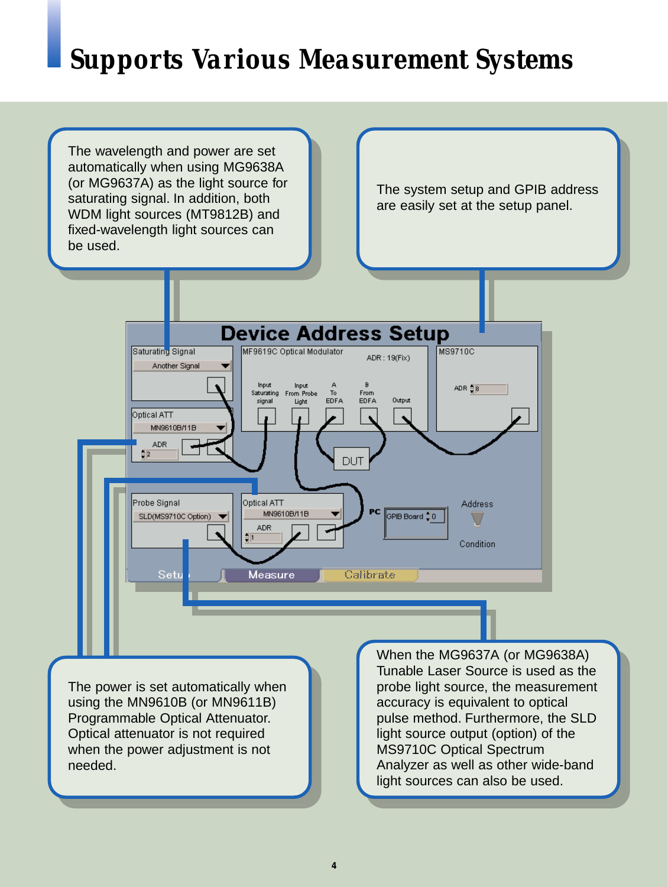# Supports Various Measurement Systems

The wavelength and power are set automatically when using MG9638A (or MG9637A) as the light source for saturating signal. In addition, both WDM light sources (MT9812B) and fixed-wavelength light sources can be used.

The system setup and GPIB address are easily set at the setup panel.

The power is set automatically when using the MN9610B (or MN9611B) Programmable Optical Attenuator. Optical attenuator is not required when the power adjustment is not needed.

When the MG9637A (or MG9638A) Tunable Laser Source is used as the probe light source, the measurement accuracy is equivalent to optical pulse method. Furthermore, the SLD light source output (option) of the MS9710C Optical Spectrum Analyzer as well as other wide-band light sources can also be used.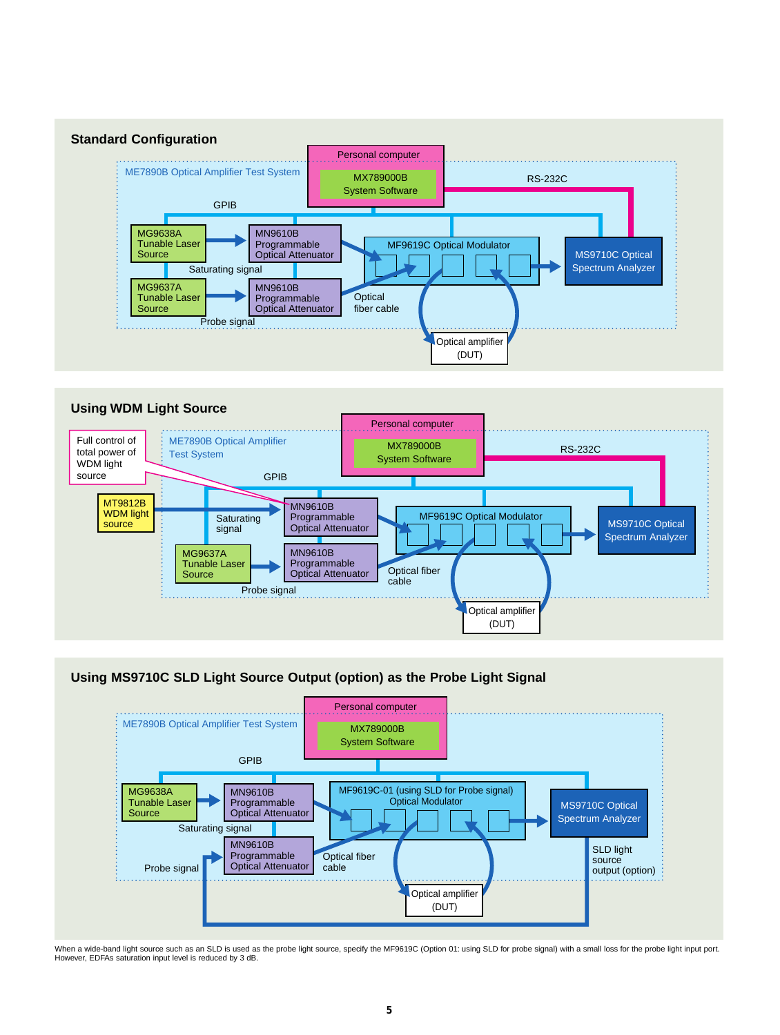## Standard Configuration

ME7890B Optical Amplifier Test System

Personal computer

MX789000B System Software

RS-232C

GPIB

MG9638A Tunable Laser Source

MN9610B Programmable Optical Attenuator

MF9619C Optical Modulator

MS9710C Optical Spectrum Analyzer

Saturating signal

MG9637A Tunable Laser Source

MN9610B Programmable Optical Attenuator

Optical fiber cable

Probe signal

Optical amplifier (DUT)

## Using WDM Light Source

Full control of total power of WDM light source

ME7890B Optical Amplifier Test System

Personal computer

MX789000B System Software

RS-232C

GPIB

MT9812B WDM light source

Saturating signal

MN9610B Programmable Optical Attenuator

MF9619C Optical Modulator

MS9710C Optical Spectrum Analyzer

MG9637A Tunable Laser Source

MN9610B Programmable Optical Attenuator

Optical fiber cable

Probe signal

Optical amplifier (DUT)

## Using MS9710C SLD Light Source Output (option) as the Probe Light Signal

ME7890B Optical Amplifier Test System

Personal computer

MX789000B System Software

GPIB

MG9638A Tunable Laser Source

MN9610B Programmable Optical Attenuator

MF9619C-01 (using SLD for Probe signal) Optical Modulator

MS9710C Optical Spectrum Analyzer

Saturating signal

MN9610B Programmable Optical Attenuator

Probe signal

Optical fiber cable

SLD light source output (option)

Optical amplifier (DUT)

When a wide-band light source such as an SLD is used as the probe light source, specify the MF9619C (Option 01: using SLD for probe signal) with a small loss for the probe light input port. However, EDFAs saturation input level is reduced by 3 dB.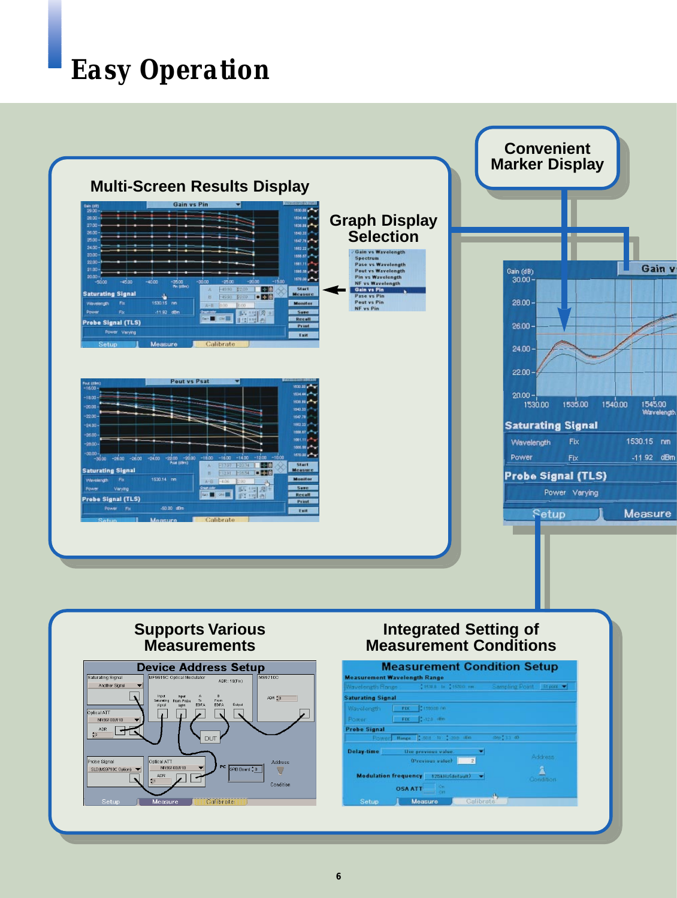# Easy Operation

## Multi-Screen Results Display

### Graph Display Selection

### Convenient Marker Display

## Supports Various Measurements

## Integrated Setting of Measurement Conditions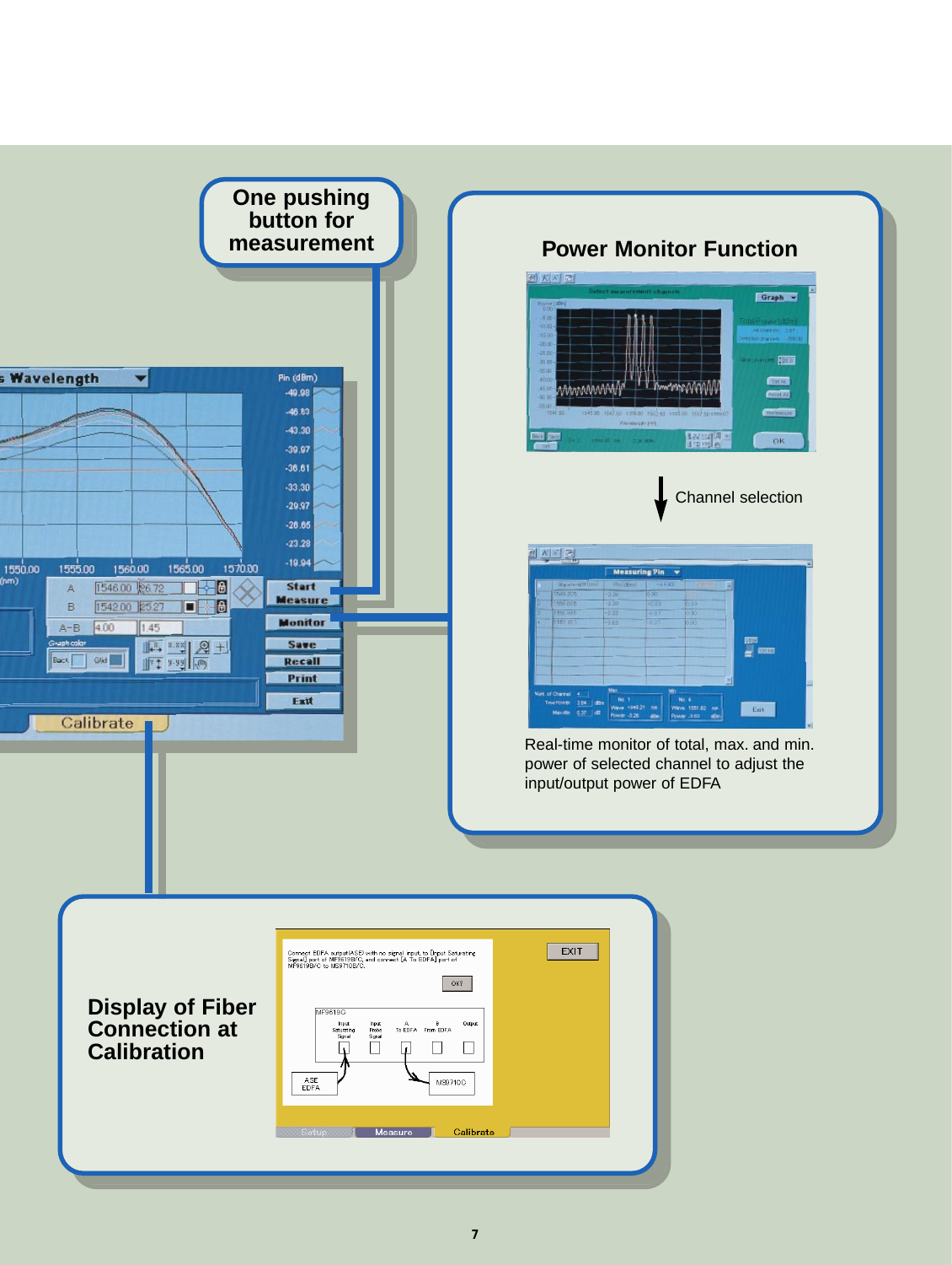**One pushing button for measurement**

## Power Monitor Function

Channel selection

Real-time monitor of total, max. and min. power of selected channel to adjust the input/output power of EDFA

## Display of Fiber Connection at Calibration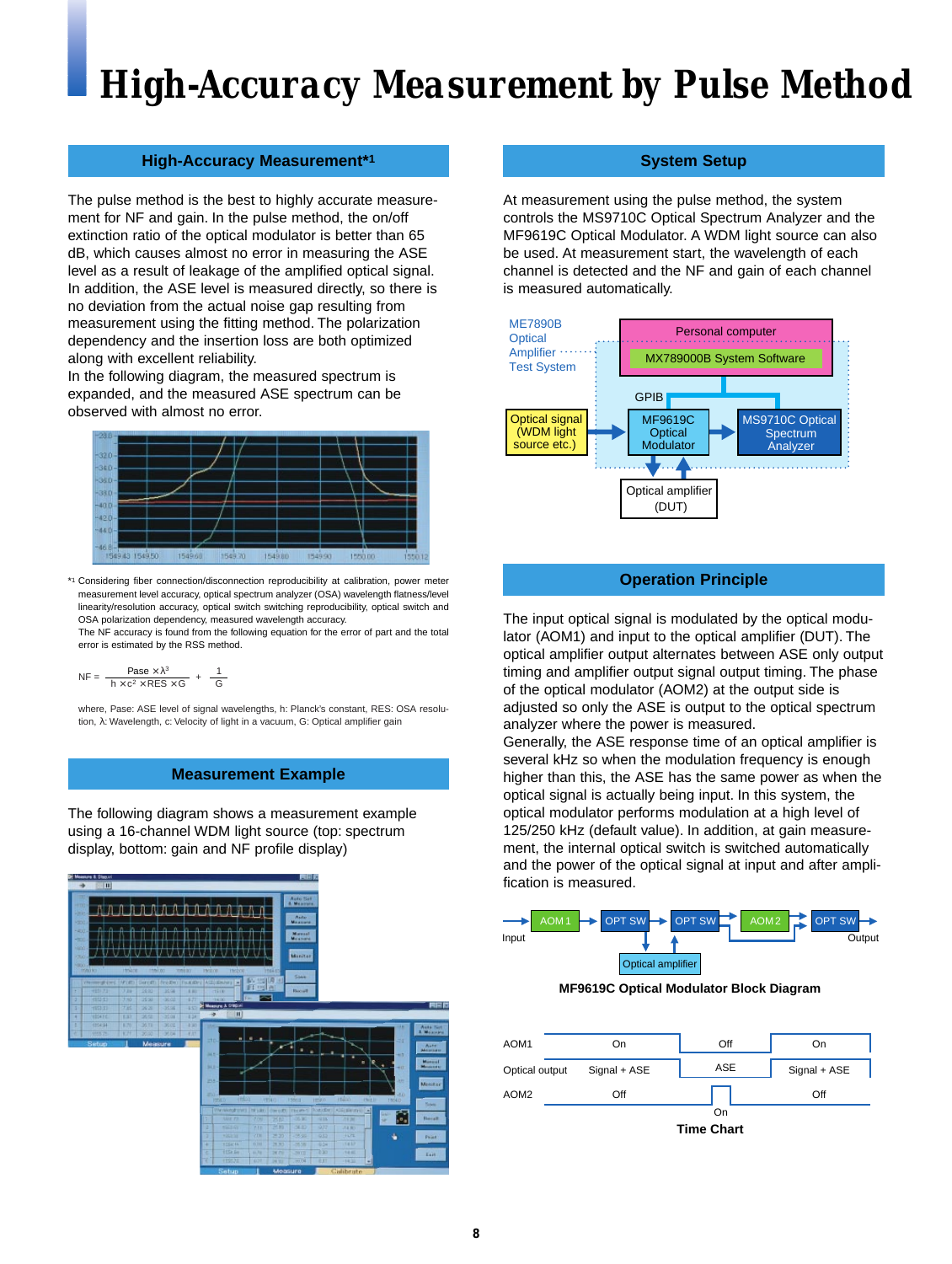# High-Accuracy Measurement by Pulse Method

## High-Accuracy Measurement*1

The pulse method is the best to highly accurate measurement for NF and gain. In the pulse method, the on/off extinction ratio of the optical modulator is better than 65 dB, which causes almost no error in measuring the ASE level as a result of leakage of the amplified optical signal. In addition, the ASE level is measured directly, so there is no deviation from the actual noise gap resulting from measurement using the fitting method. The polarization dependency and the insertion loss are both optimized along with excellent reliability.
In the following diagram, the measured spectrum is expanded, and the measured ASE spectrum can be observed with almost no error.

*1 Considering fiber connection/disconnection reproducibility at calibration, power meter measurement level accuracy, optical spectrum analyzer (OSA) wavelength flatness/level linearity/resolution accuracy, optical switch switching reproducibility, optical switch and OSA polarization dependency, measured wavelength accuracy.
The NF accuracy is found from the following equation for the error of part and the total error is estimated by the RSS method.

$$NF = \frac{Pase \times \lambda^3}{h \times c^2 \times RES \times G} + \frac{1}{G}$$

where, Pase: ASE level of signal wavelengths, h: Planck's constant, RES: OSA resolution, λ: Wavelength, c: Velocity of light in a vacuum, G: Optical amplifier gain

## Measurement Example

The following diagram shows a measurement example using a 16-channel WDM light source (top: spectrum display, bottom: gain and NF profile display)

## System Setup

At measurement using the pulse method, the system controls the MS9710C Optical Spectrum Analyzer and the MF9619C Optical Modulator. A WDM light source can also be used. At measurement start, the wavelength of each channel is detected and the NF and gain of each channel is measured automatically.

ME7890B Optical Amplifier Test System: Personal computer (MX789000B System Software) — GPIB — MF9619C Optical Modulator, MS9710C Optical Spectrum Analyzer; Optical signal (WDM light source etc.) → MF9619C Optical Modulator ↔ Optical amplifier (DUT)

## Operation Principle

The input optical signal is modulated by the optical modulator (AOM1) and input to the optical amplifier (DUT). The optical amplifier output alternates between ASE only output timing and amplifier output signal output timing. The phase of the optical modulator (AOM2) at the output side is adjusted so only the ASE is output to the optical spectrum analyzer where the power is measured.
Generally, the ASE response time of an optical amplifier is several kHz so when the modulation frequency is enough higher than this, the ASE has the same power as when the optical signal is actually being input. In this system, the optical modulator performs modulation at a high level of 125/250 kHz (default value). In addition, at gain measurement, the internal optical switch is switched automatically and the power of the optical signal at input and after amplification is measured.

Input → AOM 1 → OPT SW → OPT SW → AOM 2 → OPT SW → Output (Optical amplifier)

**MF9619C Optical Modulator Block Diagram**

| | | | |
|---|---|---|---|
| AOM1 | On | Off | On |
| Optical output | Signal + ASE | ASE | Signal + ASE |
| AOM2 | Off | On | Off |

**Time Chart**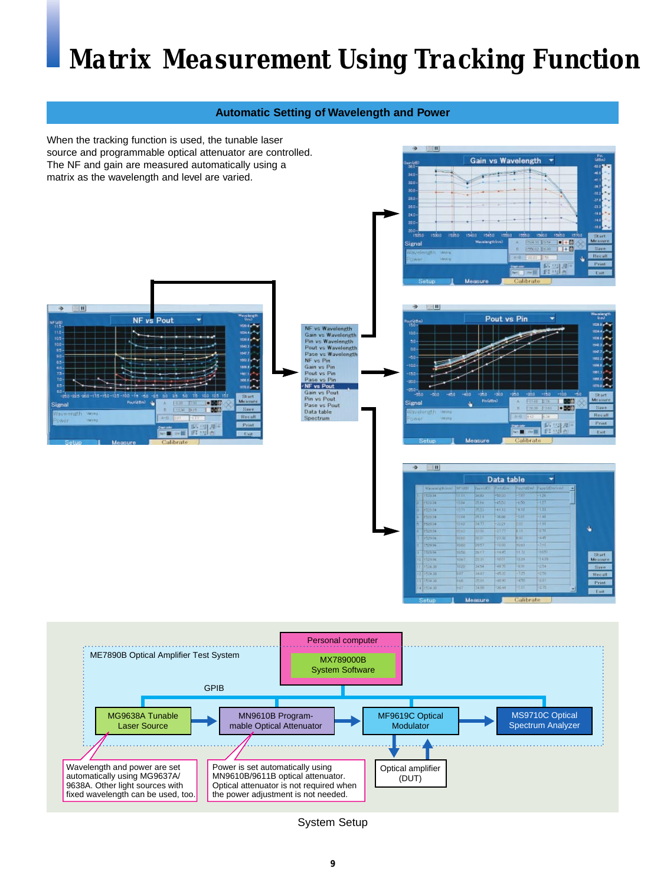# Matrix Measurement Using Tracking Function

## Automatic Setting of Wavelength and Power

When the tracking function is used, the tunable laser source and programmable optical attenuator are controlled. The NF and gain are measured automatically using a matrix as the wavelength and level are varied.

NF vs Wavelength
Gain vs Wavelength
Pin vs Wavelength
Pout vs Wavelength
Pase vs Wavelength
NF vs Pin
Gain vs Pin
Pout vs Pin
Pase vs Pin
NF vs Pout
Gain vs Pout
Pin vs Pout
Pase vs Pout
Data table
Spectrum

ME7890B Optical Amplifier Test System

Personal computer
MX789000B System Software

GPIB

MG9638A Tunable Laser Source

MN9610B Programmable Optical Attenuator

MF9619C Optical Modulator

MS9710C Optical Spectrum Analyzer

Optical amplifier (DUT)

Wavelength and power are set automatically using MG9637A/9638A. Other light sources with fixed wavelength can be used, too.

Power is set automatically using MN9610B/9611B optical attenuator. Optical attenuator is not required when the power adjustment is not needed.

System Setup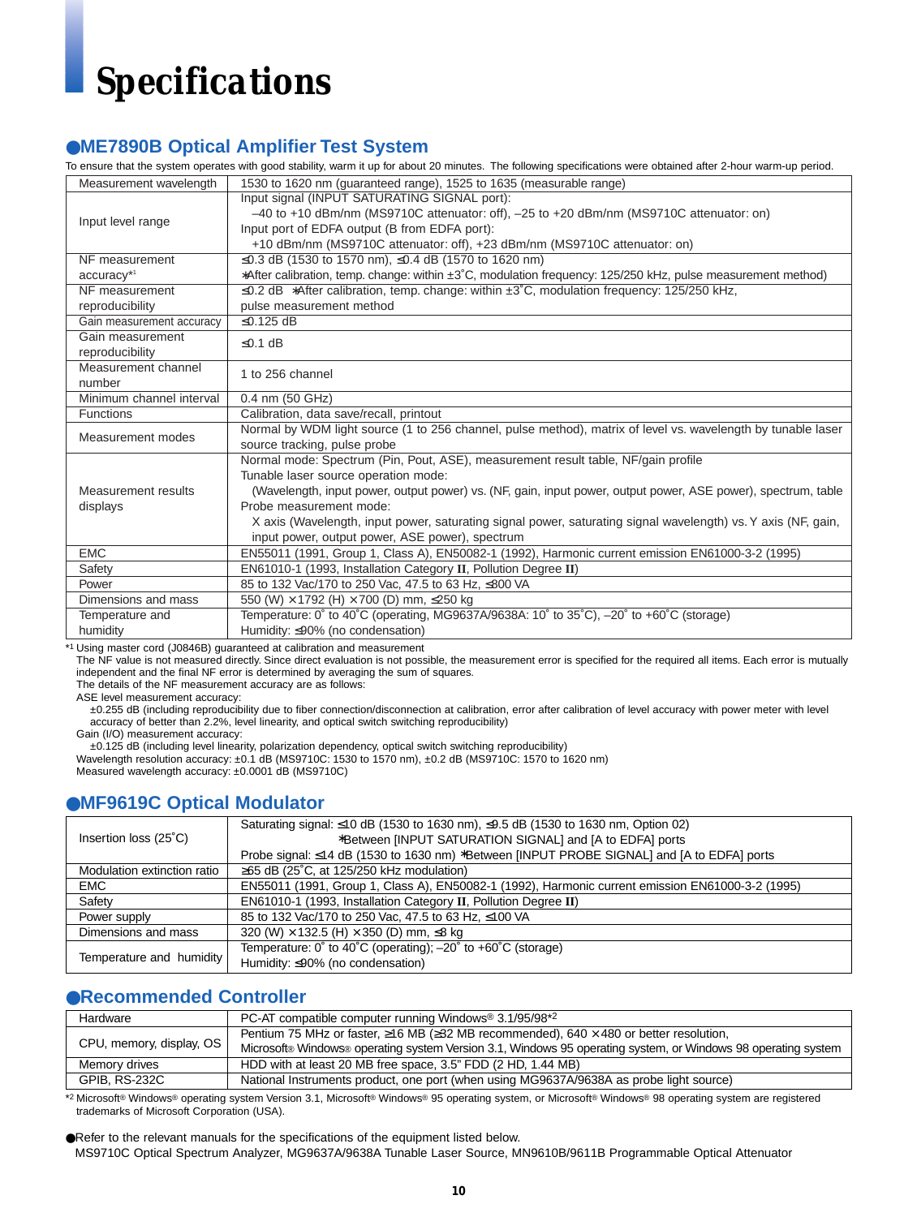# Specifications

## ●ME7890B Optical Amplifier Test System

To ensure that the system operates with good stability, warm it up for about 20 minutes. The following specifications were obtained after 2-hour warm-up period.

| | |
|---|---|
| Measurement wavelength | 1530 to 1620 nm (guaranteed range), 1525 to 1635 (measurable range) |
| Input level range | Input signal (INPUT SATURATING SIGNAL port):<br>–40 to +10 dBm/nm (MS9710C attenuator: off), –25 to +20 dBm/nm (MS9710C attenuator: on)<br>Input port of EDFA output (B from EDFA port):<br>+10 dBm/nm (MS9710C attenuator: off), +23 dBm/nm (MS9710C attenuator: on) |
| NF measurement accuracy*1 | ≤0.3 dB (1530 to 1570 nm), ≤0.4 dB (1570 to 1620 nm)<br>*After calibration, temp. change: within ±3˚C, modulation frequency: 125/250 kHz, pulse measurement method) |
| NF measurement reproducibility | ≤0.2 dB *After calibration, temp. change: within ±3˚C, modulation frequency: 125/250 kHz, pulse measurement method |
| Gain measurement accuracy | ≤0.125 dB |
| Gain measurement reproducibility | ≤0.1 dB |
| Measurement channel number | 1 to 256 channel |
| Minimum channel interval | 0.4 nm (50 GHz) |
| Functions | Calibration, data save/recall, printout |
| Measurement modes | Normal by WDM light source (1 to 256 channel, pulse method), matrix of level vs. wavelength by tunable laser source tracking, pulse probe |
| Measurement results displays | Normal mode: Spectrum (Pin, Pout, ASE), measurement result table, NF/gain profile<br>Tunable laser source operation mode:<br>(Wavelength, input power, output power) vs. (NF, gain, input power, output power, ASE power), spectrum, table<br>Probe measurement mode:<br>X axis (Wavelength, input power, saturating signal power, saturating signal wavelength) vs. Y axis (NF, gain, input power, output power, ASE power), spectrum |
| EMC | EN55011 (1991, Group 1, Class A), EN50082-1 (1992), Harmonic current emission EN61000-3-2 (1995) |
| Safety | EN61010-1 (1993, Installation Category II, Pollution Degree II) |
| Power | 85 to 132 Vac/170 to 250 Vac, 47.5 to 63 Hz, ≤800 VA |
| Dimensions and mass | 550 (W) × 1792 (H) × 700 (D) mm, ≤250 kg |
| Temperature and humidity | Temperature: 0˚ to 40˚C (operating, MG9637A/9638A: 10˚ to 35˚C), –20˚ to +60˚C (storage)<br>Humidity: ≤90% (no condensation) |

*1 Using master cord (J0846B) guaranteed at calibration and measurement
The NF value is not measured directly. Since direct evaluation is not possible, the measurement error is specified for the required all items. Each error is mutually independent and the final NF error is determined by averaging the sum of squares.
The details of the NF measurement accuracy are as follows:
ASE level measurement accuracy:
±0.255 dB (including reproducibility due to fiber connection/disconnection at calibration, error after calibration of level accuracy with power meter with level accuracy of better than 2.2%, level linearity, and optical switch switching reproducibility)
Gain (I/O) measurement accuracy:
±0.125 dB (including level linearity, polarization dependency, optical switch switching reproducibility)
Wavelength resolution accuracy: ±0.1 dB (MS9710C: 1530 to 1570 nm), ±0.2 dB (MS9710C: 1570 to 1620 nm)
Measured wavelength accuracy: ±0.0001 dB (MS9710C)

## ●MF9619C Optical Modulator

| | |
|---|---|
| Insertion loss (25˚C) | Saturating signal: ≤10 dB (1530 to 1630 nm), ≤9.5 dB (1530 to 1630 nm, Option 02)<br>*Between [INPUT SATURATION SIGNAL] and [A to EDFA] ports<br>Probe signal: ≤14 dB (1530 to 1630 nm) *Between [INPUT PROBE SIGNAL] and [A to EDFA] ports |
| Modulation extinction ratio | ≥65 dB (25˚C, at 125/250 kHz modulation) |
| EMC | EN55011 (1991, Group 1, Class A), EN50082-1 (1992), Harmonic current emission EN61000-3-2 (1995) |
| Safety | EN61010-1 (1993, Installation Category II, Pollution Degree II) |
| Power supply | 85 to 132 Vac/170 to 250 Vac, 47.5 to 63 Hz, ≤100 VA |
| Dimensions and mass | 320 (W) × 132.5 (H) × 350 (D) mm, ≤8 kg |
| Temperature and humidity | Temperature: 0˚ to 40˚C (operating); –20˚ to +60˚C (storage)<br>Humidity: ≤90% (no condensation) |

## ●Recommended Controller

| | |
|---|---|
| Hardware | PC-AT compatible computer running Windows® 3.1/95/98*2 |
| CPU, memory, display, OS | Pentium 75 MHz or faster, ≥16 MB (≥32 MB recommended), 640 × 480 or better resolution,<br>Microsoft® Windows® operating system Version 3.1, Windows 95 operating system, or Windows 98 operating system |
| Memory drives | HDD with at least 20 MB free space, 3.5" FDD (2 HD, 1.44 MB) |
| GPIB, RS-232C | National Instruments product, one port (when using MG9637A/9638A as probe light source) |

*2 Microsoft® Windows® operating system Version 3.1, Microsoft® Windows® 95 operating system, or Microsoft® Windows® 98 operating system are registered trademarks of Microsoft Corporation (USA).

●Refer to the relevant manuals for the specifications of the equipment listed below.
MS9710C Optical Spectrum Analyzer, MG9637A/9638A Tunable Laser Source, MN9610B/9611B Programmable Optical Attenuator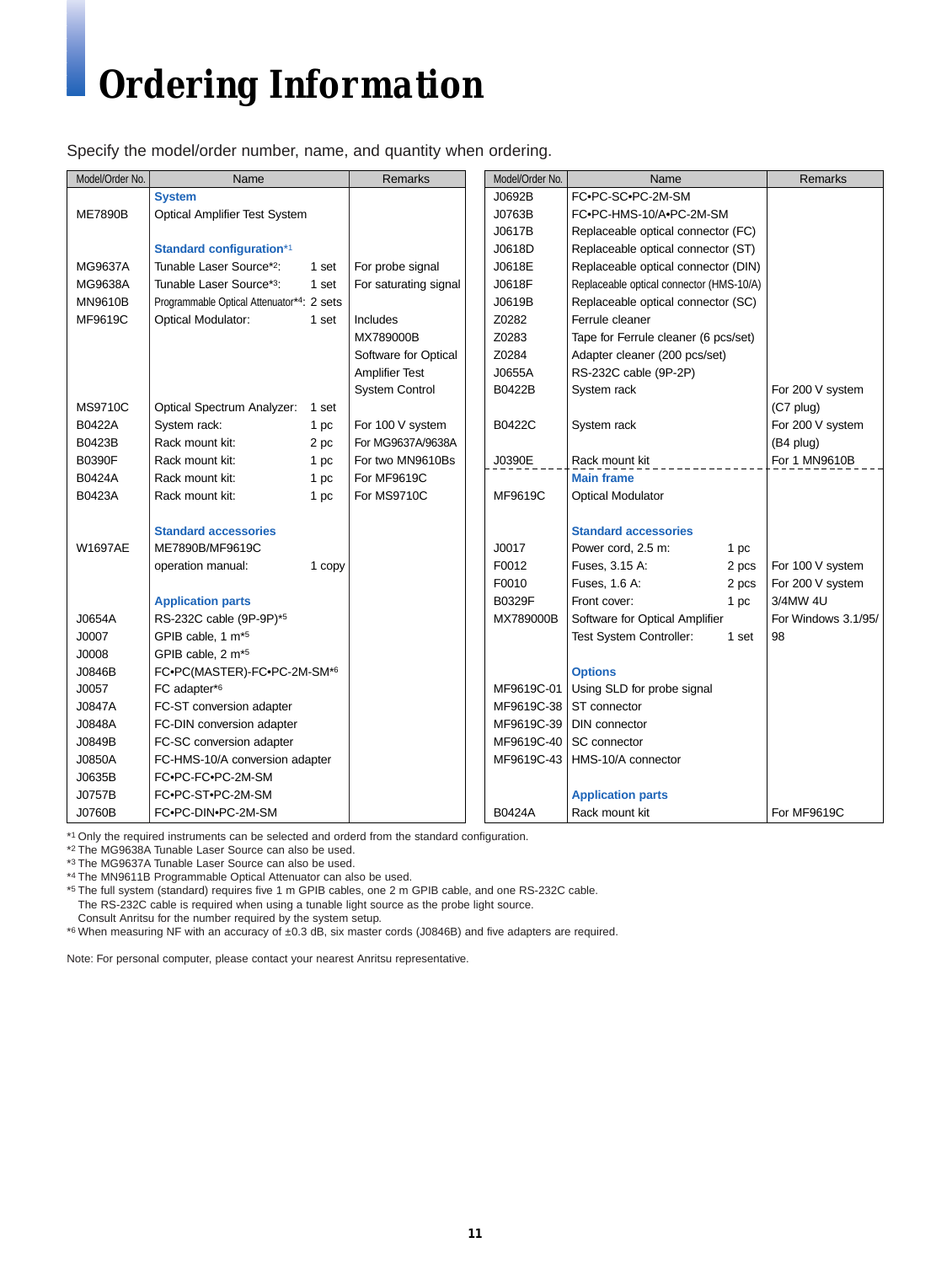# Ordering Information

Specify the model/order number, name, and quantity when ordering.

| Model/Order No. | Name | | Remarks |
|---|---|---|---|
| | **System** | | |
| ME7890B | Optical Amplifier Test System | | |
| | **Standard configuration**[*1] | | |
| MG9637A | Tunable Laser Source[*2]: | 1 set | For probe signal |
| MG9638A | Tunable Laser Source[*3]: | 1 set | For saturating signal |
| MN9610B | Programmable Optical Attenuator[*4]: | 2 sets | |
| MF9619C | Optical Modulator: | 1 set | Includes MX789000B Software for Optical Amplifier Test System Control |
| MS9710C | Optical Spectrum Analyzer: | 1 set | |
| B0422A | System rack: | 1 pc | For 100 V system |
| B0423B | Rack mount kit: | 2 pc | For MG9637A/9638A |
| B0390F | Rack mount kit: | 1 pc | For two MN9610Bs |
| B0424A | Rack mount kit: | 1 pc | For MF9619C |
| B0423A | Rack mount kit: | 1 pc | For MS9710C |
| | **Standard accessories** | | |
| W1697AE | ME7890B/MF9619C operation manual: | 1 copy | |
| | **Application parts** | | |
| J0654A | RS-232C cable (9P-9P)[*5] | | |
| J0007 | GPIB cable, 1 m[*5] | | |
| J0008 | GPIB cable, 2 m[*5] | | |
| J0846B | FC•PC(MASTER)-FC•PC-2M-SM[*6] | | |
| J0057 | FC adapter[*6] | | |
| J0847A | FC-ST conversion adapter | | |
| J0848A | FC-DIN conversion adapter | | |
| J0849B | FC-SC conversion adapter | | |
| J0850A | FC-HMS-10/A conversion adapter | | |
| J0635B | FC•PC-FC•PC-2M-SM | | |
| J0757B | FC•PC-ST•PC-2M-SM | | |
| J0760B | FC•PC-DIN•PC-2M-SM | | |
| J0692B | FC•PC-SC•PC-2M-SM | | |
| J0763B | FC•PC-HMS-10/A•PC-2M-SM | | |
| J0617B | Replaceable optical connector (FC) | | |
| J0618D | Replaceable optical connector (ST) | | |
| J0618E | Replaceable optical connector (DIN) | | |
| J0618F | Replaceable optical connector (HMS-10/A) | | |
| J0619B | Replaceable optical connector (SC) | | |
| Z0282 | Ferrule cleaner | | |
| Z0283 | Tape for Ferrule cleaner (6 pcs/set) | | |
| Z0284 | Adapter cleaner (200 pcs/set) | | |
| J0655A | RS-232C cable (9P-2P) | | |
| B0422B | System rack | | For 200 V system (C7 plug) |
| B0422C | System rack | | For 200 V system (B4 plug) |
| J0390E | Rack mount kit | | For 1 MN9610B |
| | **Main frame** | | |
| MF9619C | Optical Modulator | | |
| | **Standard accessories** | | |
| J0017 | Power cord, 2.5 m: | 1 pc | |
| F0012 | Fuses, 3.15 A: | 2 pcs | For 100 V system |
| F0010 | Fuses, 1.6 A: | 2 pcs | For 200 V system |
| B0329F | Front cover: | 1 pc | 3/4MW 4U |
| MX789000B | Software for Optical Amplifier Test System Controller: | 1 set | For Windows 3.1/95/98 |
| | **Options** | | |
| MF9619C-01 | Using SLD for probe signal | | |
| MF9619C-38 | ST connector | | |
| MF9619C-39 | DIN connector | | |
| MF9619C-40 | SC connector | | |
| MF9619C-43 | HMS-10/A connector | | |
| | **Application parts** | | |
| B0424A | Rack mount kit | | For MF9619C |

*1 Only the required instruments can be selected and orderd from the standard configuration.
*2 The MG9638A Tunable Laser Source can also be used.
*3 The MG9637A Tunable Laser Source can also be used.
*4 The MN9611B Programmable Optical Attenuator can also be used.
*5 The full system (standard) requires five 1 m GPIB cables, one 2 m GPIB cable, and one RS-232C cable.
The RS-232C cable is required when using a tunable light source as the probe light source.
Consult Anritsu for the number required by the system setup.
*6 When measuring NF with an accuracy of ±0.3 dB, six master cords (J0846B) and five adapters are required.

Note: For personal computer, please contact your nearest Anritsu representative.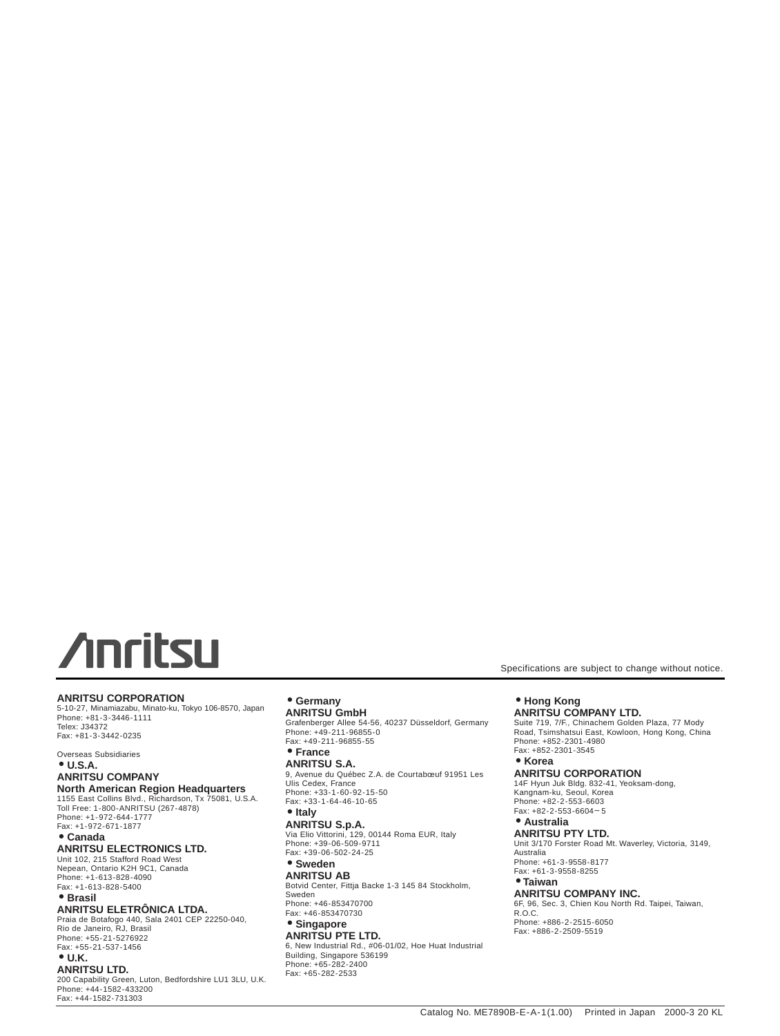Anritsu

Specifications are subject to change without notice.

**ANRITSU CORPORATION**
5-10-27, Minamiazabu, Minato-ku, Tokyo 106-8570, Japan
Phone: +81-3-3446-1111
Telex: J34372
Fax: +81-3-3442-0235

Overseas Subsidiaries

**• U.S.A.**
**ANRITSU COMPANY**
**North American Region Headquarters**
1155 East Collins Blvd., Richardson, Tx 75081, U.S.A.
Toll Free: 1-800-ANRITSU (267-4878)
Phone: +1-972-644-1777
Fax: +1-972-671-1877

**• Canada**
**ANRITSU ELECTRONICS LTD.**
Unit 102, 215 Stafford Road West
Nepean, Ontario K2H 9C1, Canada
Phone: +1-613-828-4090
Fax: +1-613-828-5400

**• Brasil**
**ANRITSU ELETRÔNICA LTDA.**
Praia de Botafogo 440, Sala 2401 CEP 22250-040,
Rio de Janeiro, RJ, Brasil
Phone: +55-21-5276922
Fax: +55-21-537-1456

**• U.K.**
**ANRITSU LTD.**
200 Capability Green, Luton, Bedfordshire LU1 3LU, U.K.
Phone: +44-1582-433200
Fax: +44-1582-731303

**• Germany**
**ANRITSU GmbH**
Grafenberger Allee 54-56, 40237 Düsseldorf, Germany
Phone: +49-211-96855-0
Fax: +49-211-96855-55

**• France**
**ANRITSU S.A.**
9, Avenue du Québec Z.A. de Courtabœuf 91951 Les Ulis Cedex, France
Phone: +33-1-60-92-15-50
Fax: +33-1-64-46-10-65

**• Italy**
**ANRITSU S.p.A.**
Via Elio Vittorini, 129, 00144 Roma EUR, Italy
Phone: +39-06-509-9711
Fax: +39-06-502-24-25

**• Sweden**
**ANRITSU AB**
Botvid Center, Fittja Backe 1-3 145 84 Stockholm, Sweden
Phone: +46-853470700
Fax: +46-853470730

**• Singapore**
**ANRITSU PTE LTD.**
6, New Industrial Rd., #06-01/02, Hoe Huat Industrial Building, Singapore 536199
Phone: +65-282-2400
Fax: +65-282-2533

**• Hong Kong**
**ANRITSU COMPANY LTD.**
Suite 719, 7/F., Chinachem Golden Plaza, 77 Mody Road, Tsimshatsui East, Kowloon, Hong Kong, China
Phone: +852-2301-4980
Fax: +852-2301-3545

**• Korea**
**ANRITSU CORPORATION**
14F Hyun Juk Bldg. 832-41, Yeoksam-dong, Kangnam-ku, Seoul, Korea
Phone: +82-2-553-6603
Fax: +82-2-553-6604～5

**• Australia**
**ANRITSU PTY LTD.**
Unit 3/170 Forster Road Mt. Waverley, Victoria, 3149, Australia
Phone: +61-3-9558-8177
Fax: +61-3-9558-8255

**• Taiwan**
**ANRITSU COMPANY INC.**
6F, 96, Sec. 3, Chien Kou North Rd. Taipei, Taiwan, R.O.C.
Phone: +886-2-2515-6050
Fax: +886-2-2509-5519

Catalog No. ME7890B-E-A-1(1.00) Printed in Japan 2000-3 20 KL